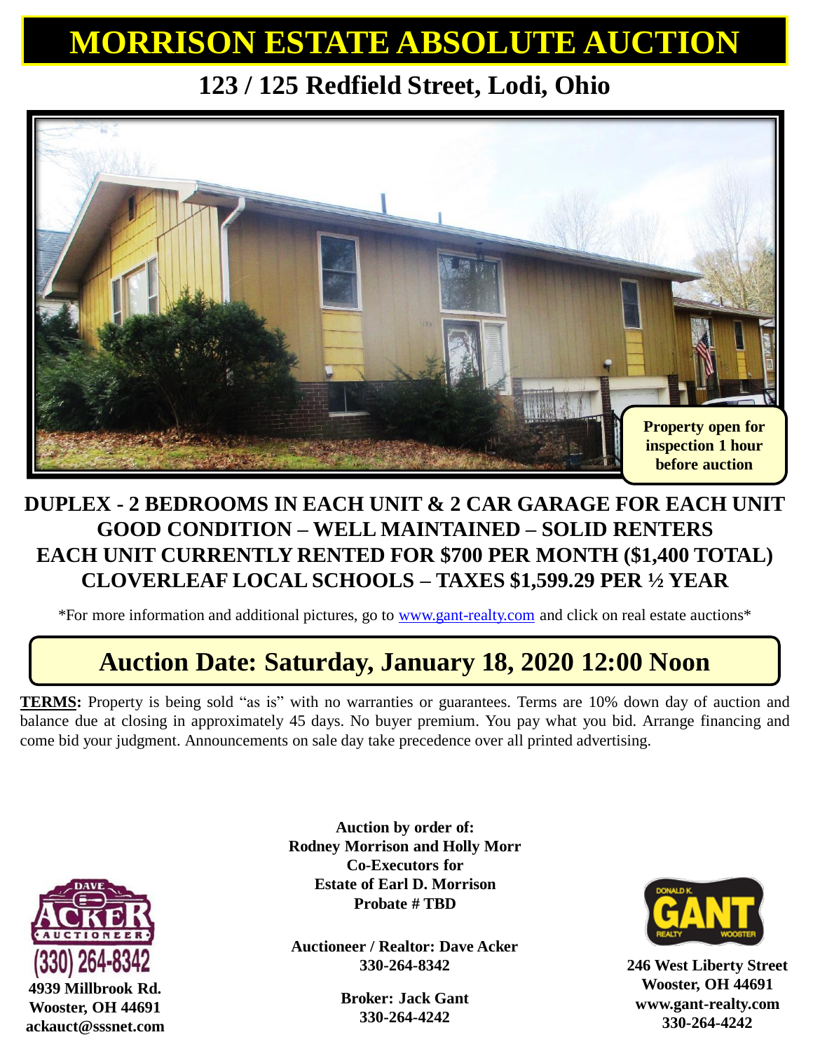# MORRISON ESTATE ABSOLUTE AUCTION

## 123 / 125 Redfield Street, Lodi, Ohio

**Property open for inspection 1 hour before auction**

**DUPLEX - 2 BEDROOMS IN EACH UNIT & 2 CAR GARAGE FOR EACH UNIT**
**GOOD CONDITION – WELL MAINTAINED – SOLID RENTERS**
**EACH UNIT CURRENTLY RENTED FOR $700 PER MONTH ($1,400 TOTAL)**
**CLOVERLEAF LOCAL SCHOOLS – TAXES $1,599.29 PER ½ YEAR**

*For more information and additional pictures, go to www.gant-realty.com and click on real estate auctions*

## Auction Date: Saturday, January 18, 2020 12:00 Noon

**TERMS:** Property is being sold "as is" with no warranties or guarantees. Terms are 10% down day of auction and balance due at closing in approximately 45 days. No buyer premium. You pay what you bid. Arrange financing and come bid your judgment. Announcements on sale day take precedence over all printed advertising.

**Auction by order of:**
**Rodney Morrison and Holly Morr**
**Co-Executors for**
**Estate of Earl D. Morrison**
**Probate # TBD**

**Auctioneer / Realtor: Dave Acker**
**330-264-8342**

**Broker: Jack Gant**
**330-264-4242**

DAVE ACKER AUCTIONEER
(330) 264-8342
**4939 Millbrook Rd.**
**Wooster, OH 44691**
**ackauct@sssnet.com**

DONALD K. GANT REALTY WOOSTER
**246 West Liberty Street**
**Wooster, OH 44691**
**www.gant-realty.com**
**330-264-4242**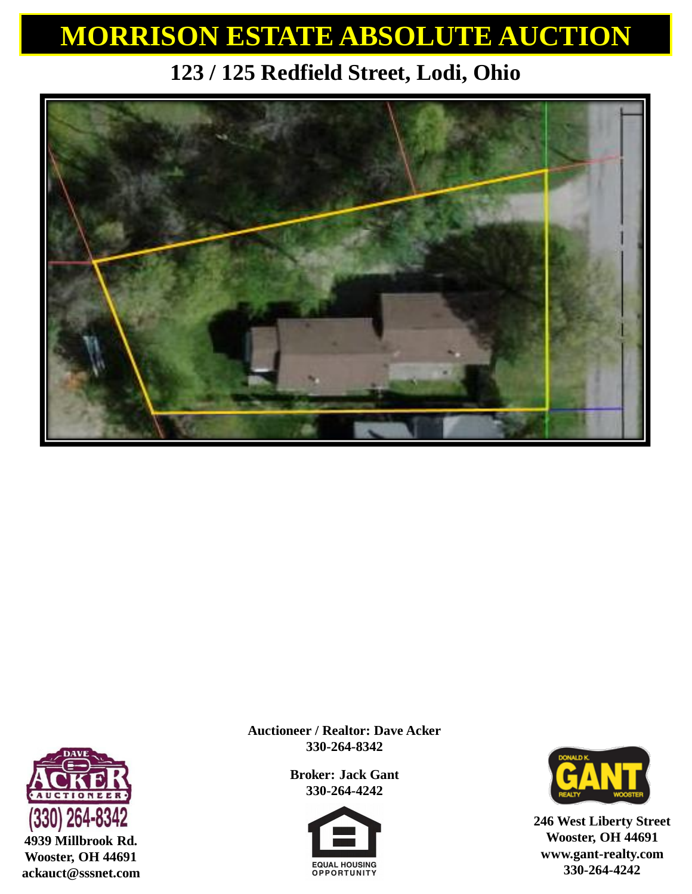# MORRISON ESTATE ABSOLUTE AUCTION

## 123 / 125 Redfield Street, Lodi, Ohio

**Auctioneer / Realtor: Dave Acker**
**330-264-8342**

**Broker: Jack Gant**
**330-264-4242**

DAVE ACKER AUCTIONEER
(330) 264-8342
**4939 Millbrook Rd.**
**Wooster, OH 44691**
**ackauct@sssnet.com**

EQUAL HOUSING OPPORTUNITY

DONALD K. GANT REALTY WOOSTER
**246 West Liberty Street**
**Wooster, OH 44691**
**www.gant-realty.com**
**330-264-4242**